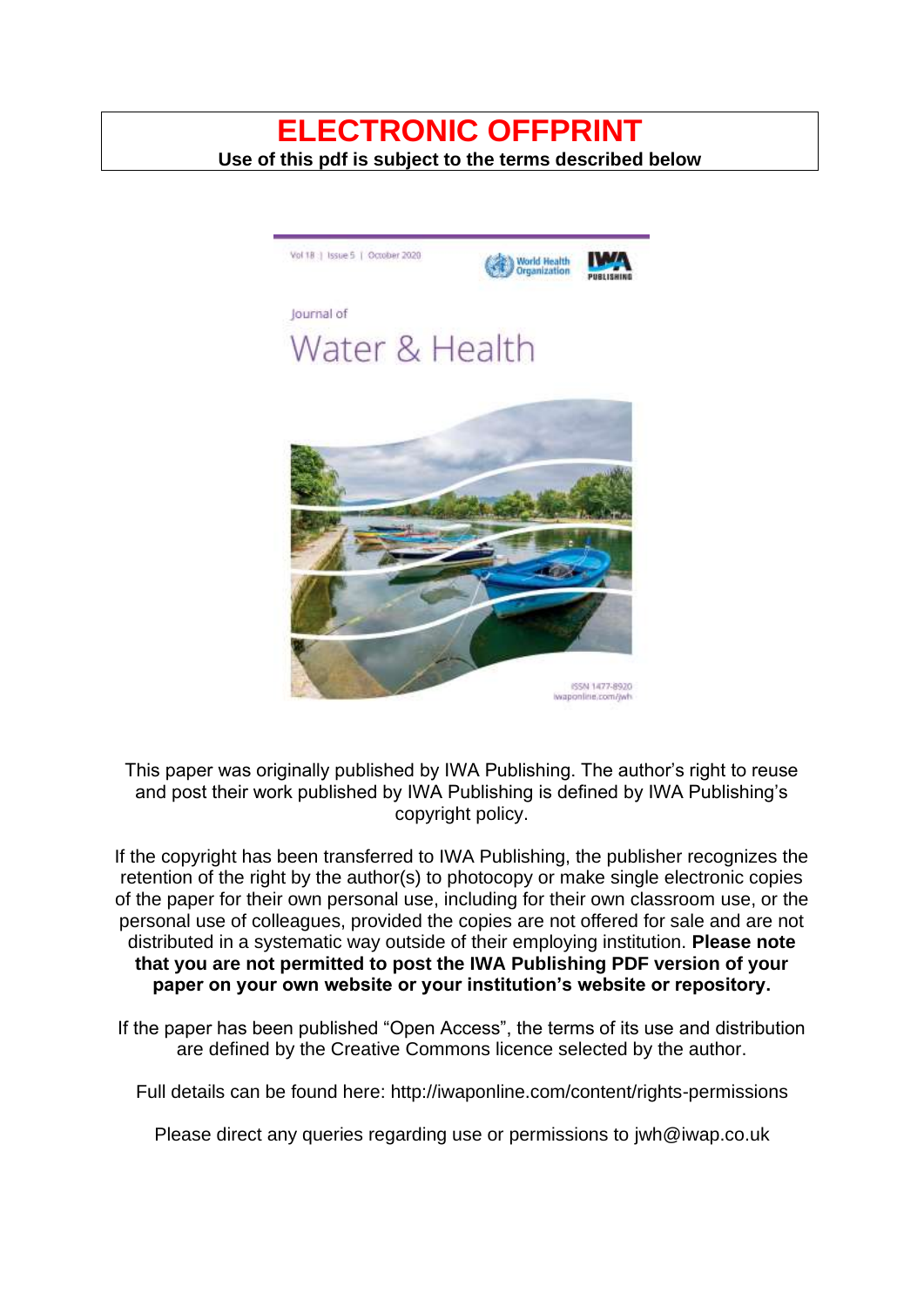# ELECTRONIC OFFPRINT

**Use of this pdf is subject to the terms described below**

Vol 18 | Issue 5 | October 2020

Journal of

Water & Health

ISSN 1477-8920
iwaponline.com/jwh

This paper was originally published by IWA Publishing. The author's right to reuse and post their work published by IWA Publishing is defined by IWA Publishing's copyright policy.

If the copyright has been transferred to IWA Publishing, the publisher recognizes the retention of the right by the author(s) to photocopy or make single electronic copies of the paper for their own personal use, including for their own classroom use, or the personal use of colleagues, provided the copies are not offered for sale and are not distributed in a systematic way outside of their employing institution. **Please note that you are not permitted to post the IWA Publishing PDF version of your paper on your own website or your institution's website or repository.**

If the paper has been published "Open Access", the terms of its use and distribution are defined by the Creative Commons licence selected by the author.

Full details can be found here: http://iwaponline.com/content/rights-permissions

Please direct any queries regarding use or permissions to jwh@iwap.co.uk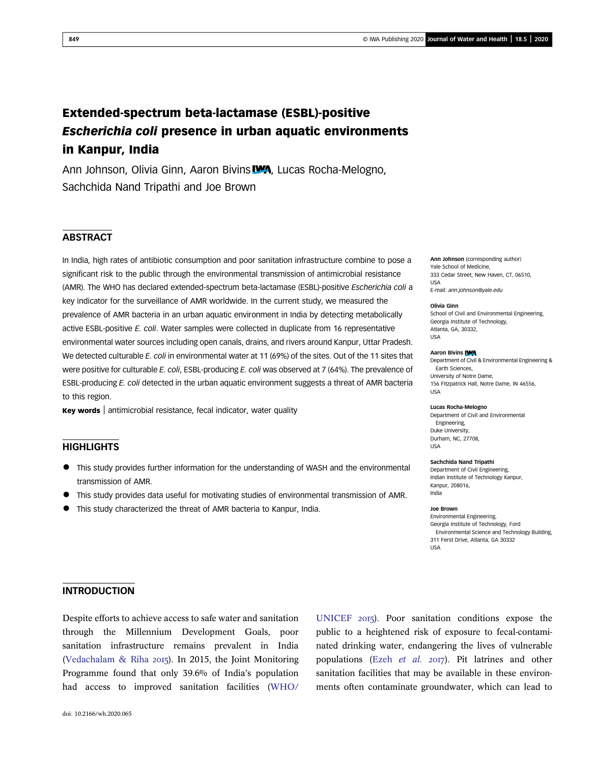# Extended-spectrum beta-lactamase (ESBL)-positive *Escherichia coli* presence in urban aquatic environments in Kanpur, India

Ann Johnson, Olivia Ginn, Aaron Bivins, Lucas Rocha-Melogno, Sachchida Nand Tripathi and Joe Brown

## ABSTRACT

In India, high rates of antibiotic consumption and poor sanitation infrastructure combine to pose a significant risk to the public through the environmental transmission of antimicrobial resistance (AMR). The WHO has declared extended-spectrum beta-lactamase (ESBL)-positive *Escherichia coli* a key indicator for the surveillance of AMR worldwide. In the current study, we measured the prevalence of AMR bacteria in an urban aquatic environment in India by detecting metabolically active ESBL-positive *E. coli*. Water samples were collected in duplicate from 16 representative environmental water sources including open canals, drains, and rivers around Kanpur, Uttar Pradesh. We detected culturable *E. coli* in environmental water at 11 (69%) of the sites. Out of the 11 sites that were positive for culturable *E. coli*, ESBL-producing *E. coli* was observed at 7 (64%). The prevalence of ESBL-producing *E. coli* detected in the urban aquatic environment suggests a threat of AMR bacteria to this region.

**Key words** | antimicrobial resistance, fecal indicator, water quality

## HIGHLIGHTS

- This study provides further information for the understanding of WASH and the environmental transmission of AMR.
- This study provides data useful for motivating studies of environmental transmission of AMR.
- This study characterized the threat of AMR bacteria to Kanpur, India.

**Ann Johnson** (corresponding author)
Yale School of Medicine,
333 Cedar Street, New Haven, CT, 06510,
USA
E-mail: *ann.johnson@yale.edu*

**Olivia Ginn**
School of Civil and Environmental Engineering,
Georgia Institute of Technology,
Atlanta, GA, 30332,
USA

**Aaron Bivins**
Department of Civil & Environmental Engineering & Earth Sciences,
University of Notre Dame,
156 Fitzpatrick Hall, Notre Dame, IN 46556,
USA

**Lucas Rocha-Melogno**
Department of Civil and Environmental Engineering,
Duke University,
Durham, NC, 27708,
USA

**Sachchida Nand Tripathi**
Department of Civil Engineering,
Indian Institute of Technology Kanpur,
Kanpur, 208016,
India

**Joe Brown**
Environmental Engineering,
Georgia Institute of Technology, Ford Environmental Science and Technology Building,
311 Ferst Drive, Atlanta, GA 30332
USA

## INTRODUCTION

Despite efforts to achieve access to safe water and sanitation through the Millennium Development Goals, poor sanitation infrastructure remains prevalent in India (Vedachalam & Riha 2015). In 2015, the Joint Monitoring Programme found that only 39.6% of India's population had access to improved sanitation facilities (WHO/UNICEF 2015). Poor sanitation conditions expose the public to a heightened risk of exposure to fecal-contaminated drinking water, endangering the lives of vulnerable populations (Ezeh *et al.* 2017). Pit latrines and other sanitation facilities that may be available in these environments often contaminate groundwater, which can lead to

doi: 10.2166/wh.2020.065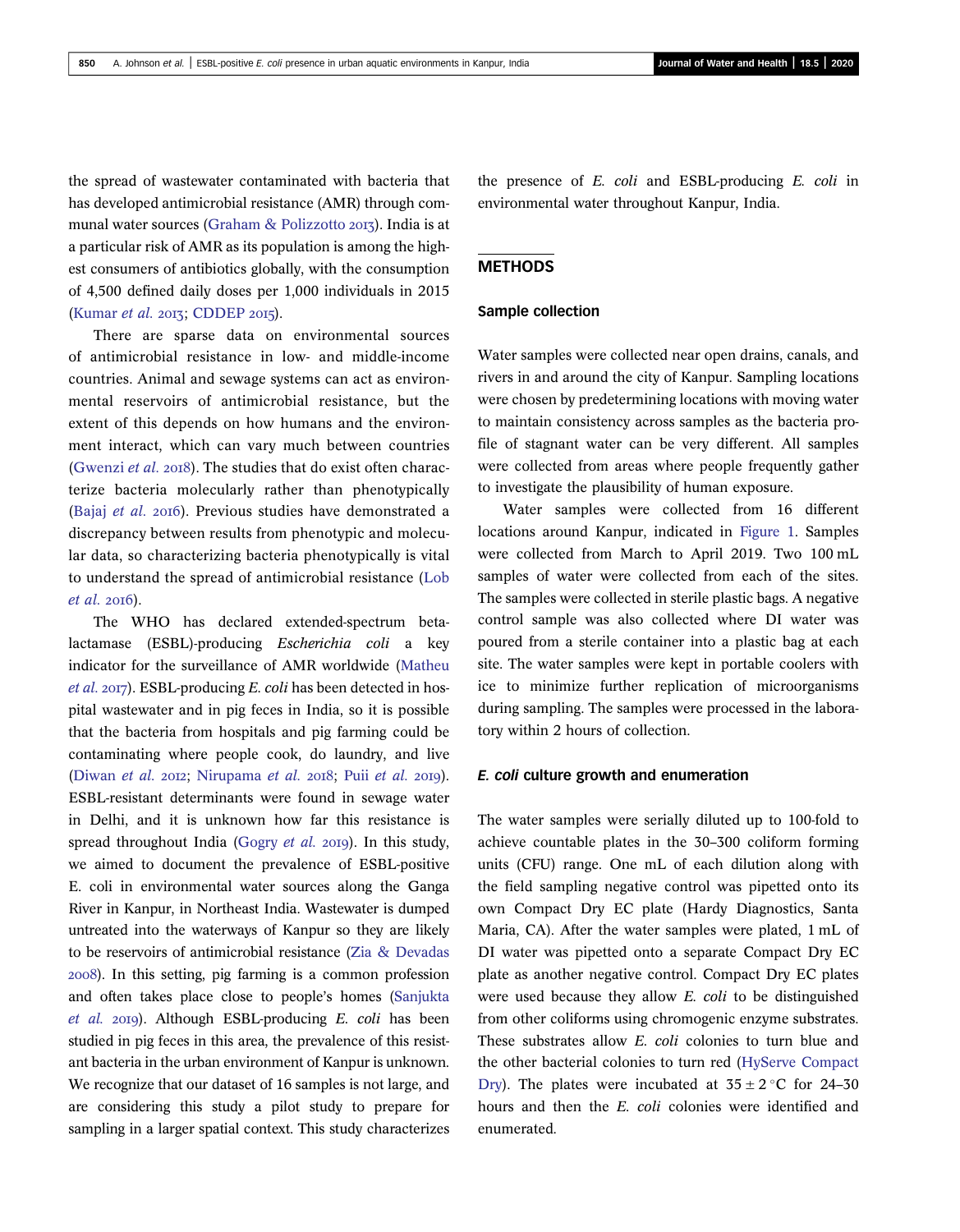the spread of wastewater contaminated with bacteria that has developed antimicrobial resistance (AMR) through communal water sources (Graham & Polizzotto 2013). India is at a particular risk of AMR as its population is among the highest consumers of antibiotics globally, with the consumption of 4,500 defined daily doses per 1,000 individuals in 2015 (Kumar *et al.* 2013; CDDEP 2015).

There are sparse data on environmental sources of antimicrobial resistance in low- and middle-income countries. Animal and sewage systems can act as environmental reservoirs of antimicrobial resistance, but the extent of this depends on how humans and the environment interact, which can vary much between countries (Gwenzi *et al.* 2018). The studies that do exist often characterize bacteria molecularly rather than phenotypically (Bajaj *et al.* 2016). Previous studies have demonstrated a discrepancy between results from phenotypic and molecular data, so characterizing bacteria phenotypically is vital to understand the spread of antimicrobial resistance (Lob *et al.* 2016).

The WHO has declared extended-spectrum beta-lactamase (ESBL)-producing *Escherichia coli* a key indicator for the surveillance of AMR worldwide (Matheu *et al.* 2017). ESBL-producing *E. coli* has been detected in hospital wastewater and in pig feces in India, so it is possible that the bacteria from hospitals and pig farming could be contaminating where people cook, do laundry, and live (Diwan *et al.* 2012; Nirupama *et al.* 2018; Puii *et al.* 2019). ESBL-resistant determinants were found in sewage water in Delhi, and it is unknown how far this resistance is spread throughout India (Gogry *et al.* 2019). In this study, we aimed to document the prevalence of ESBL-positive E. coli in environmental water sources along the Ganga River in Kanpur, in Northeast India. Wastewater is dumped untreated into the waterways of Kanpur so they are likely to be reservoirs of antimicrobial resistance (Zia & Devadas 2008). In this setting, pig farming is a common profession and often takes place close to people's homes (Sanjukta *et al.* 2019). Although ESBL-producing *E. coli* has been studied in pig feces in this area, the prevalence of this resistant bacteria in the urban environment of Kanpur is unknown. We recognize that our dataset of 16 samples is not large, and are considering this study a pilot study to prepare for sampling in a larger spatial context. This study characterizes the presence of *E. coli* and ESBL-producing *E. coli* in environmental water throughout Kanpur, India.

## METHODS

### Sample collection

Water samples were collected near open drains, canals, and rivers in and around the city of Kanpur. Sampling locations were chosen by predetermining locations with moving water to maintain consistency across samples as the bacteria profile of stagnant water can be very different. All samples were collected from areas where people frequently gather to investigate the plausibility of human exposure.

Water samples were collected from 16 different locations around Kanpur, indicated in Figure 1. Samples were collected from March to April 2019. Two 100 mL samples of water were collected from each of the sites. The samples were collected in sterile plastic bags. A negative control sample was also collected where DI water was poured from a sterile container into a plastic bag at each site. The water samples were kept in portable coolers with ice to minimize further replication of microorganisms during sampling. The samples were processed in the laboratory within 2 hours of collection.

### *E. coli* culture growth and enumeration

The water samples were serially diluted up to 100-fold to achieve countable plates in the 30–300 coliform forming units (CFU) range. One mL of each dilution along with the field sampling negative control was pipetted onto its own Compact Dry EC plate (Hardy Diagnostics, Santa Maria, CA). After the water samples were plated, 1 mL of DI water was pipetted onto a separate Compact Dry EC plate as another negative control. Compact Dry EC plates were used because they allow *E. coli* to be distinguished from other coliforms using chromogenic enzyme substrates. These substrates allow *E. coli* colonies to turn blue and the other bacterial colonies to turn red (HyServe Compact Dry). The plates were incubated at $35 \pm 2\,^{\circ}C$ for 24–30 hours and then the *E. coli* colonies were identified and enumerated.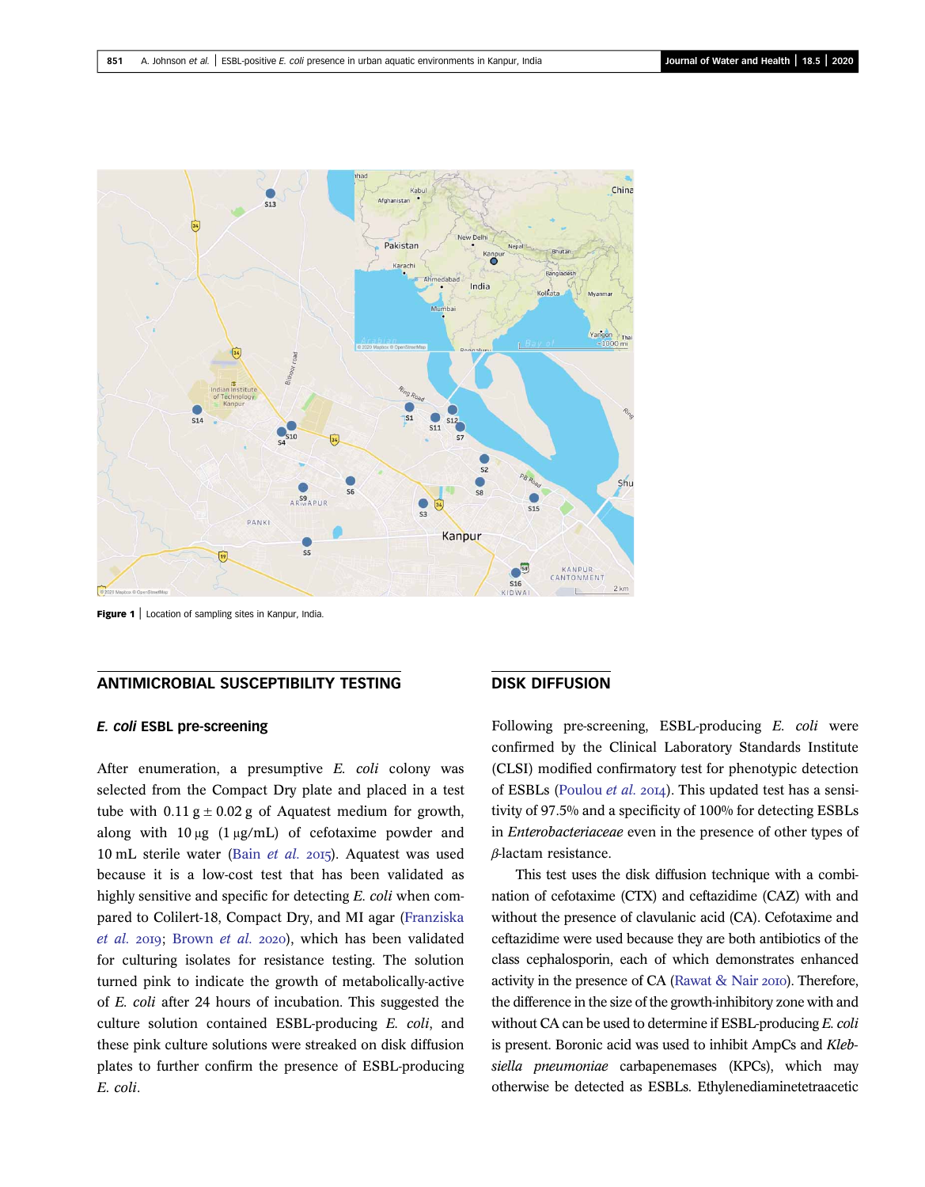Figure 1 | Location of sampling sites in Kanpur, India.

## ANTIMICROBIAL SUSCEPTIBILITY TESTING

### *E. coli* ESBL pre-screening

After enumeration, a presumptive *E. coli* colony was selected from the Compact Dry plate and placed in a test tube with 0.11 g ± 0.02 g of Aquatest medium for growth, along with 10 μg (1 μg/mL) of cefotaxime powder and 10 mL sterile water (Bain *et al.* 2015). Aquatest was used because it is a low-cost test that has been validated as highly sensitive and specific for detecting *E. coli* when compared to Colilert-18, Compact Dry, and MI agar (Franziska *et al.* 2019; Brown *et al.* 2020), which has been validated for culturing isolates for resistance testing. The solution turned pink to indicate the growth of metabolically-active of *E. coli* after 24 hours of incubation. This suggested the culture solution contained ESBL-producing *E. coli*, and these pink culture solutions were streaked on disk diffusion plates to further confirm the presence of ESBL-producing *E. coli*.

## DISK DIFFUSION

Following pre-screening, ESBL-producing *E. coli* were confirmed by the Clinical Laboratory Standards Institute (CLSI) modified confirmatory test for phenotypic detection of ESBLs (Poulou *et al.* 2014). This updated test has a sensitivity of 97.5% and a specificity of 100% for detecting ESBLs in *Enterobacteriaceae* even in the presence of other types of *β*-lactam resistance.

This test uses the disk diffusion technique with a combination of cefotaxime (CTX) and ceftazidime (CAZ) with and without the presence of clavulanic acid (CA). Cefotaxime and ceftazidime were used because they are both antibiotics of the class cephalosporin, each of which demonstrates enhanced activity in the presence of CA (Rawat & Nair 2010). Therefore, the difference in the size of the growth-inhibitory zone with and without CA can be used to determine if ESBL-producing *E. coli* is present. Boronic acid was used to inhibit AmpCs and *Klebsiella pneumoniae* carbapenemases (KPCs), which may otherwise be detected as ESBLs. Ethylenediaminetetraacetic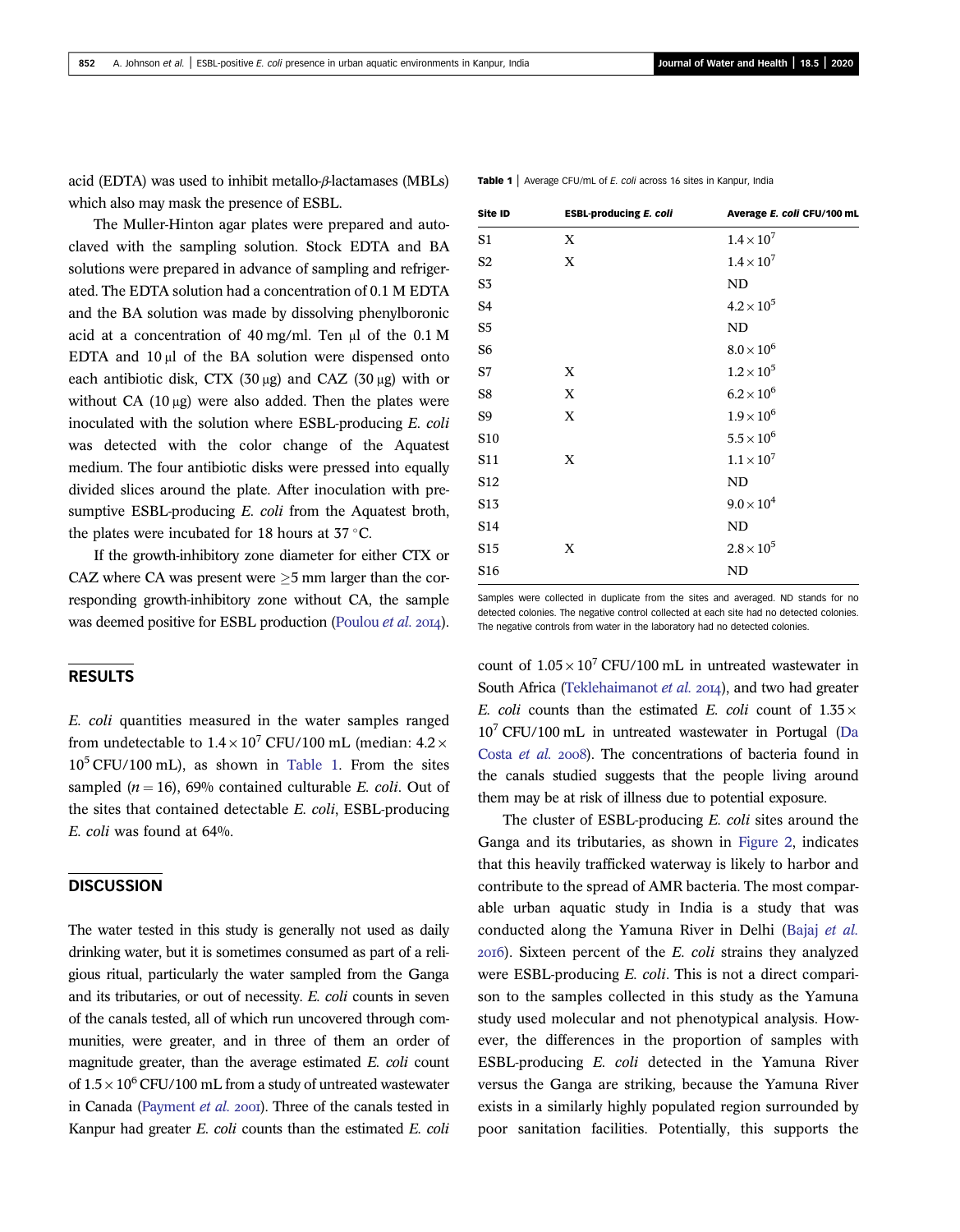acid (EDTA) was used to inhibit metallo-$\beta$-lactamases (MBLs) which also may mask the presence of ESBL.

The Muller-Hinton agar plates were prepared and autoclaved with the sampling solution. Stock EDTA and BA solutions were prepared in advance of sampling and refrigerated. The EDTA solution had a concentration of 0.1 M EDTA and the BA solution was made by dissolving phenylboronic acid at a concentration of 40 mg/ml. Ten μl of the 0.1 M EDTA and 10 μl of the BA solution were dispensed onto each antibiotic disk, CTX (30 μg) and CAZ (30 μg) with or without CA (10 μg) were also added. Then the plates were inoculated with the solution where ESBL-producing *E. coli* was detected with the color change of the Aquatest medium. The four antibiotic disks were pressed into equally divided slices around the plate. After inoculation with presumptive ESBL-producing *E. coli* from the Aquatest broth, the plates were incubated for 18 hours at 37 °C.

If the growth-inhibitory zone diameter for either CTX or CAZ where CA was present were ≥5 mm larger than the corresponding growth-inhibitory zone without CA, the sample was deemed positive for ESBL production (Poulou *et al.* 2014).

## RESULTS

*E. coli* quantities measured in the water samples ranged from undetectable to $1.4 \times 10^7$ CFU/100 mL (median: $4.2 \times 10^5$ CFU/100 mL), as shown in Table 1. From the sites sampled ($n = 16$), 69% contained culturable *E. coli*. Out of the sites that contained detectable *E. coli*, ESBL-producing *E. coli* was found at 64%.

**Table 1** | Average CFU/mL of *E. coli* across 16 sites in Kanpur, India

| Site ID | ESBL-producing *E. coli* | Average *E. coli* CFU/100 mL |
|---|---|---|
| S1 | X | $1.4 \times 10^7$ |
| S2 | X | $1.4 \times 10^7$ |
| S3 | | ND |
| S4 | | $4.2 \times 10^5$ |
| S5 | | ND |
| S6 | | $8.0 \times 10^6$ |
| S7 | X | $1.2 \times 10^5$ |
| S8 | X | $6.2 \times 10^6$ |
| S9 | X | $1.9 \times 10^6$ |
| S10 | | $5.5 \times 10^6$ |
| S11 | X | $1.1 \times 10^7$ |
| S12 | | ND |
| S13 | | $9.0 \times 10^4$ |
| S14 | | ND |
| S15 | X | $2.8 \times 10^5$ |
| S16 | | ND |

Samples were collected in duplicate from the sites and averaged. ND stands for no detected colonies. The negative control collected at each site had no detected colonies. The negative controls from water in the laboratory had no detected colonies.

## DISCUSSION

The water tested in this study is generally not used as daily drinking water, but it is sometimes consumed as part of a religious ritual, particularly the water sampled from the Ganga and its tributaries, or out of necessity. *E. coli* counts in seven of the canals tested, all of which run uncovered through communities, were greater, and in three of them an order of magnitude greater, than the average estimated *E. coli* count of $1.5 \times 10^6$ CFU/100 mL from a study of untreated wastewater in Canada (Payment *et al.* 2001). Three of the canals tested in Kanpur had greater *E. coli* counts than the estimated *E. coli* count of $1.05 \times 10^7$ CFU/100 mL in untreated wastewater in South Africa (Teklehaimanot *et al.* 2014), and two had greater *E. coli* counts than the estimated *E. coli* count of $1.35 \times 10^7$ CFU/100 mL in untreated wastewater in Portugal (Da Costa *et al.* 2008). The concentrations of bacteria found in the canals studied suggests that the people living around them may be at risk of illness due to potential exposure.

The cluster of ESBL-producing *E. coli* sites around the Ganga and its tributaries, as shown in Figure 2, indicates that this heavily trafficked waterway is likely to harbor and contribute to the spread of AMR bacteria. The most comparable urban aquatic study in India is a study that was conducted along the Yamuna River in Delhi (Bajaj *et al.* 2016). Sixteen percent of the *E. coli* strains they analyzed were ESBL-producing *E. coli*. This is not a direct comparison to the samples collected in this study as the Yamuna study used molecular and not phenotypical analysis. However, the differences in the proportion of samples with ESBL-producing *E. coli* detected in the Yamuna River versus the Ganga are striking, because the Yamuna River exists in a similarly highly populated region surrounded by poor sanitation facilities. Potentially, this supports the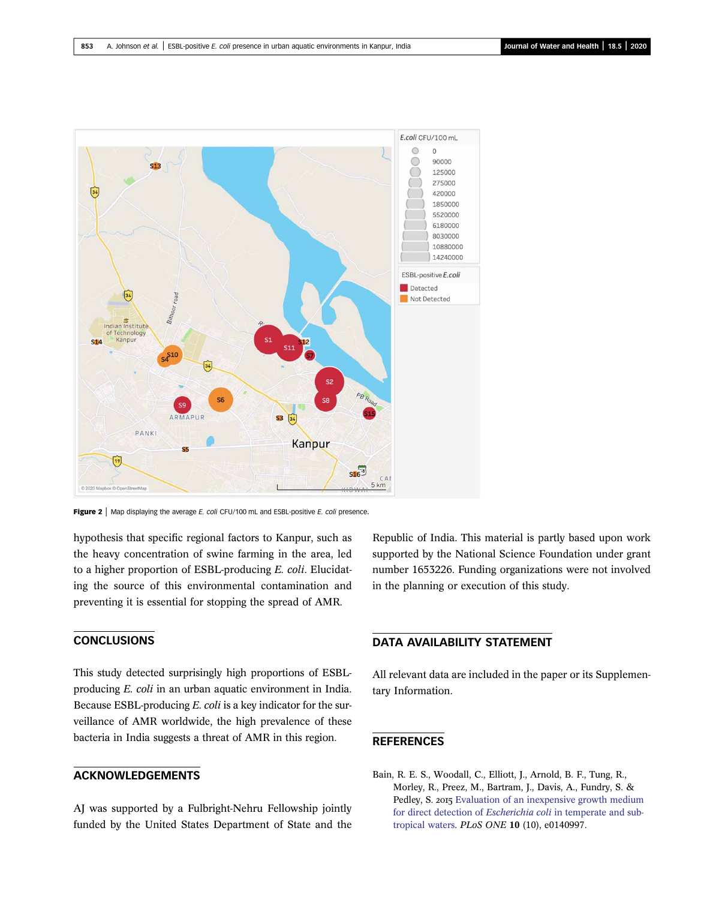Figure 2 | Map displaying the average *E. coli* CFU/100 mL and ESBL-positive *E. coli* presence.

hypothesis that specific regional factors to Kanpur, such as the heavy concentration of swine farming in the area, led to a higher proportion of ESBL-producing *E. coli*. Elucidating the source of this environmental contamination and preventing it is essential for stopping the spread of AMR.

## CONCLUSIONS

This study detected surprisingly high proportions of ESBL-producing *E. coli* in an urban aquatic environment in India. Because ESBL-producing *E. coli* is a key indicator for the surveillance of AMR worldwide, the high prevalence of these bacteria in India suggests a threat of AMR in this region.

## ACKNOWLEDGEMENTS

AJ was supported by a Fulbright-Nehru Fellowship jointly funded by the United States Department of State and the Republic of India. This material is partly based upon work supported by the National Science Foundation under grant number 1653226. Funding organizations were not involved in the planning or execution of this study.

## DATA AVAILABILITY STATEMENT

All relevant data are included in the paper or its Supplementary Information.

## REFERENCES

Bain, R. E. S., Woodall, C., Elliott, J., Arnold, B. F., Tung, R., Morley, R., Preez, M., Bartram, J., Davis, A., Fundry, S. & Pedley, S. 2015 Evaluation of an inexpensive growth medium for direct detection of *Escherichia coli* in temperate and sub-tropical waters. *PLoS ONE* **10** (10), e0140997.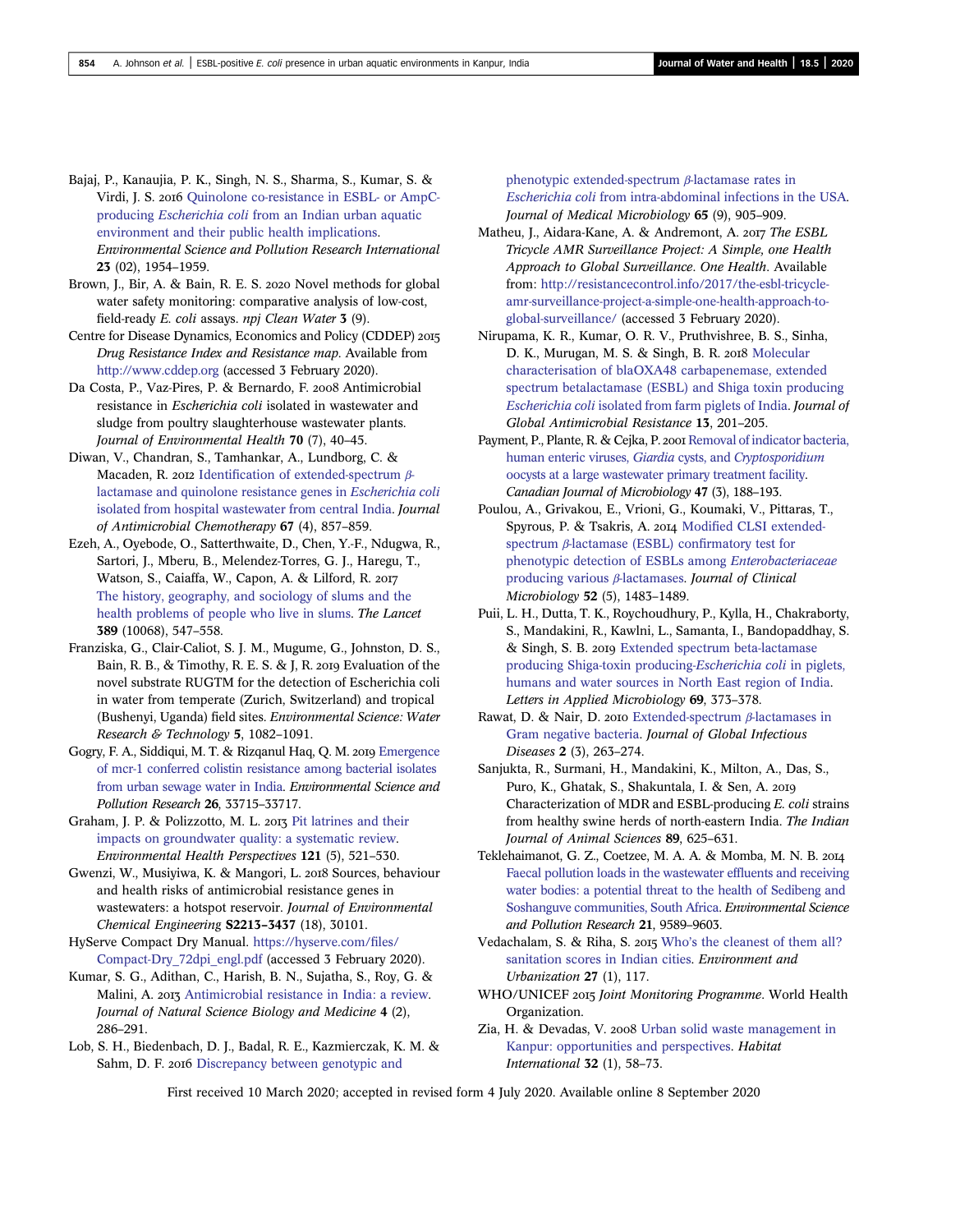Bajaj, P., Kanaujia, P. K., Singh, N. S., Sharma, S., Kumar, S. & Virdi, J. S. 2016 Quinolone co-resistance in ESBL- or AmpC-producing *Escherichia coli* from an Indian urban aquatic environment and their public health implications. *Environmental Science and Pollution Research International* **23** (02), 1954–1959.

Brown, J., Bir, A. & Bain, R. E. S. 2020 Novel methods for global water safety monitoring: comparative analysis of low-cost, field-ready *E. coli* assays. *npj Clean Water* **3** (9).

Centre for Disease Dynamics, Economics and Policy (CDDEP) 2015 *Drug Resistance Index and Resistance map*. Available from http://www.cddep.org (accessed 3 February 2020).

Da Costa, P., Vaz-Pires, P. & Bernardo, F. 2008 Antimicrobial resistance in *Escherichia coli* isolated in wastewater and sludge from poultry slaughterhouse wastewater plants. *Journal of Environmental Health* **70** (7), 40–45.

Diwan, V., Chandran, S., Tamhankar, A., Lundborg, C. & Macaden, R. 2012 Identification of extended-spectrum β-lactamase and quinolone resistance genes in *Escherichia coli* isolated from hospital wastewater from central India. *Journal of Antimicrobial Chemotherapy* **67** (4), 857–859.

Ezeh, A., Oyebode, O., Satterthwaite, D., Chen, Y.-F., Ndugwa, R., Sartori, J., Mberu, B., Melendez-Torres, G. J., Haregu, T., Watson, S., Caiaffa, W., Capon, A. & Lilford, R. 2017 The history, geography, and sociology of slums and the health problems of people who live in slums. *The Lancet* **389** (10068), 547–558.

Franziska, G., Clair-Caliot, S. J. M., Mugume, G., Johnston, D. S., Bain, R. B., & Timothy, R. E. S. & J, R. 2019 Evaluation of the novel substrate RUGTM for the detection of Escherichia coli in water from temperate (Zurich, Switzerland) and tropical (Bushenyi, Uganda) field sites. *Environmental Science: Water Research & Technology* **5**, 1082–1091.

Gogry, F. A., Siddiqui, M. T. & Rizqanul Haq, Q. M. 2019 Emergence of mcr-1 conferred colistin resistance among bacterial isolates from urban sewage water in India. *Environmental Science and Pollution Research* **26**, 33715–33717.

Graham, J. P. & Polizzotto, M. L. 2013 Pit latrines and their impacts on groundwater quality: a systematic review. *Environmental Health Perspectives* **121** (5), 521–530.

Gwenzi, W., Musiyiwa, K. & Mangori, L. 2018 Sources, behaviour and health risks of antimicrobial resistance genes in wastewaters: a hotspot reservoir. *Journal of Environmental Chemical Engineering* **S2213–3437** (18), 30101.

HyServe Compact Dry Manual. https://hyserve.com/files/Compact-Dry_72dpi_engl.pdf (accessed 3 February 2020).

Kumar, S. G., Adithan, C., Harish, B. N., Sujatha, S., Roy, G. & Malini, A. 2013 Antimicrobial resistance in India: a review. *Journal of Natural Science Biology and Medicine* **4** (2), 286–291.

Lob, S. H., Biedenbach, D. J., Badal, R. E., Kazmierczak, K. M. & Sahm, D. F. 2016 Discrepancy between genotypic and phenotypic extended-spectrum β-lactamase rates in *Escherichia coli* from intra-abdominal infections in the USA. *Journal of Medical Microbiology* **65** (9), 905–909.

Matheu, J., Aidara-Kane, A. & Andremont, A. 2017 *The ESBL Tricycle AMR Surveillance Project: A Simple, one Health Approach to Global Surveillance. One Health*. Available from: http://resistancecontrol.info/2017/the-esbl-tricycle-amr-surveillance-project-a-simple-one-health-approach-to-global-surveillance/ (accessed 3 February 2020).

Nirupama, K. R., Kumar, O. R. V., Pruthvishree, B. S., Sinha, D. K., Murugan, M. S. & Singh, B. R. 2018 Molecular characterisation of blaOXA48 carbapenemase, extended spectrum betalactamase (ESBL) and Shiga toxin producing *Escherichia coli* isolated from farm piglets of India. *Journal of Global Antimicrobial Resistance* **13**, 201–205.

Payment, P., Plante, R. & Cejka, P. 2001 Removal of indicator bacteria, human enteric viruses, *Giardia* cysts, and *Cryptosporidium* oocysts at a large wastewater primary treatment facility. *Canadian Journal of Microbiology* **47** (3), 188–193.

Poulou, A., Grivakou, E., Vrioni, G., Koumaki, V., Pittaras, T., Spyrous, P. & Tsakris, A. 2014 Modified CLSI extended-spectrum β-lactamase (ESBL) confirmatory test for phenotypic detection of ESBLs among *Enterobacteriaceae* producing various β-lactamases. *Journal of Clinical Microbiology* **52** (5), 1483–1489.

Puii, L. H., Dutta, T. K., Roychoudhury, P., Kylla, H., Chakraborty, S., Mandakini, R., Kawlni, L., Samanta, I., Bandopaddhay, S. & Singh, S. B. 2019 Extended spectrum beta-lactamase producing Shiga-toxin producing-*Escherichia coli* in piglets, humans and water sources in North East region of India. *Letters in Applied Microbiology* **69**, 373–378.

Rawat, D. & Nair, D. 2010 Extended-spectrum β-lactamases in Gram negative bacteria. *Journal of Global Infectious Diseases* **2** (3), 263–274.

Sanjukta, R., Surmani, H., Mandakini, K., Milton, A., Das, S., Puro, K., Ghatak, S., Shakuntala, I. & Sen, A. 2019 Characterization of MDR and ESBL-producing *E. coli* strains from healthy swine herds of north-eastern India. *The Indian Journal of Animal Sciences* **89**, 625–631.

Teklehaimanot, G. Z., Coetzee, M. A. A. & Momba, M. N. B. 2014 Faecal pollution loads in the wastewater effluents and receiving water bodies: a potential threat to the health of Sedibeng and Soshanguve communities, South Africa. *Environmental Science and Pollution Research* **21**, 9589–9603.

Vedachalam, S. & Riha, S. 2015 Who's the cleanest of them all? sanitation scores in Indian cities. *Environment and Urbanization* **27** (1), 117.

WHO/UNICEF 2015 *Joint Monitoring Programme*. World Health Organization.

Zia, H. & Devadas, V. 2008 Urban solid waste management in Kanpur: opportunities and perspectives. *Habitat International* **32** (1), 58–73.

First received 10 March 2020; accepted in revised form 4 July 2020. Available online 8 September 2020